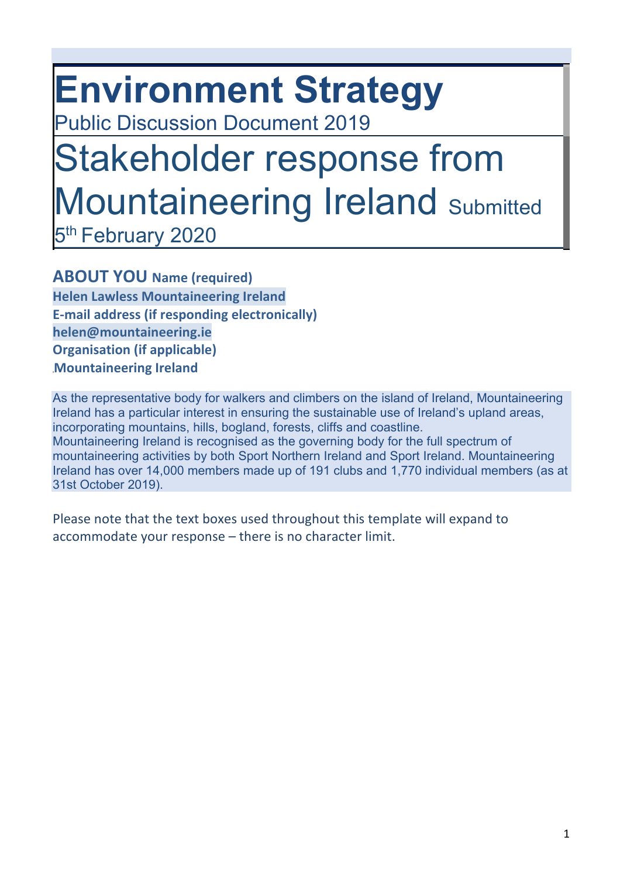# Environment Strategy

Public Discussion Document 2019

# Stakeholder response from Mountaineering Ireland

Submitted 5th February 2020

## ABOUT YOU

**Name (required)**

**Helen Lawless Mountaineering Ireland**

**E-mail address (if responding electronically)**

**helen@mountaineering.ie**

**Organisation (if applicable)**

**Mountaineering Ireland**

As the representative body for walkers and climbers on the island of Ireland, Mountaineering Ireland has a particular interest in ensuring the sustainable use of Ireland's upland areas, incorporating mountains, hills, bogland, forests, cliffs and coastline.
Mountaineering Ireland is recognised as the governing body for the full spectrum of mountaineering activities by both Sport Northern Ireland and Sport Ireland. Mountaineering Ireland has over 14,000 members made up of 191 clubs and 1,770 individual members (as at 31st October 2019).

Please note that the text boxes used throughout this template will expand to accommodate your response – there is no character limit.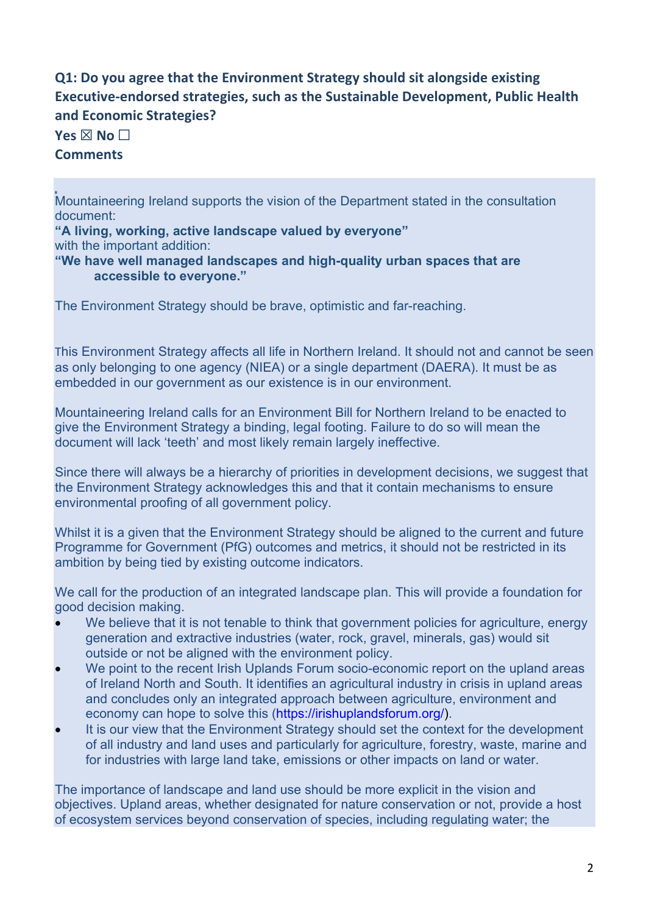**Q1: Do you agree that the Environment Strategy should sit alongside existing Executive-endorsed strategies, such as the Sustainable Development, Public Health and Economic Strategies?**

**Yes ☒ No ☐**

**Comments**

Mountaineering Ireland supports the vision of the Department stated in the consultation document:

**"A living, working, active landscape valued by everyone"**

with the important addition:

**"We have well managed landscapes and high-quality urban spaces that are accessible to everyone."**

The Environment Strategy should be brave, optimistic and far-reaching.

This Environment Strategy affects all life in Northern Ireland. It should not and cannot be seen as only belonging to one agency (NIEA) or a single department (DAERA). It must be as embedded in our government as our existence is in our environment.

Mountaineering Ireland calls for an Environment Bill for Northern Ireland to be enacted to give the Environment Strategy a binding, legal footing. Failure to do so will mean the document will lack 'teeth' and most likely remain largely ineffective.

Since there will always be a hierarchy of priorities in development decisions, we suggest that the Environment Strategy acknowledges this and that it contain mechanisms to ensure environmental proofing of all government policy.

Whilst it is a given that the Environment Strategy should be aligned to the current and future Programme for Government (PfG) outcomes and metrics, it should not be restricted in its ambition by being tied by existing outcome indicators.

We call for the production of an integrated landscape plan. This will provide a foundation for good decision making.

- We believe that it is not tenable to think that government policies for agriculture, energy generation and extractive industries (water, rock, gravel, minerals, gas) would sit outside or not be aligned with the environment policy.
- We point to the recent Irish Uplands Forum socio-economic report on the upland areas of Ireland North and South. It identifies an agricultural industry in crisis in upland areas and concludes only an integrated approach between agriculture, environment and economy can hope to solve this (https://irishuplandsforum.org/).
- It is our view that the Environment Strategy should set the context for the development of all industry and land uses and particularly for agriculture, forestry, waste, marine and for industries with large land take, emissions or other impacts on land or water.

The importance of landscape and land use should be more explicit in the vision and objectives. Upland areas, whether designated for nature conservation or not, provide a host of ecosystem services beyond conservation of species, including regulating water; the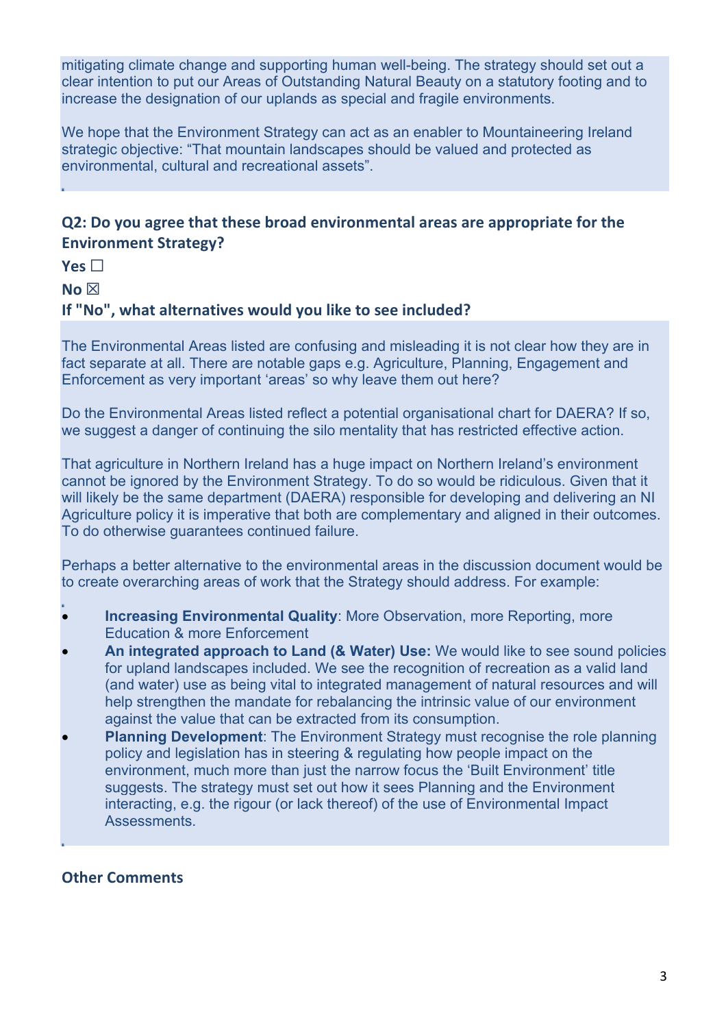mitigating climate change and supporting human well-being. The strategy should set out a clear intention to put our Areas of Outstanding Natural Beauty on a statutory footing and to increase the designation of our uplands as special and fragile environments.

We hope that the Environment Strategy can act as an enabler to Mountaineering Ireland strategic objective: "That mountain landscapes should be valued and protected as environmental, cultural and recreational assets".

### Q2: Do you agree that these broad environmental areas are appropriate for the Environment Strategy?

**Yes** ☐

**No** ☒

**If "No", what alternatives would you like to see included?**

The Environmental Areas listed are confusing and misleading it is not clear how they are in fact separate at all. There are notable gaps e.g. Agriculture, Planning, Engagement and Enforcement as very important 'areas' so why leave them out here?

Do the Environmental Areas listed reflect a potential organisational chart for DAERA? If so, we suggest a danger of continuing the silo mentality that has restricted effective action.

That agriculture in Northern Ireland has a huge impact on Northern Ireland's environment cannot be ignored by the Environment Strategy. To do so would be ridiculous. Given that it will likely be the same department (DAERA) responsible for developing and delivering an NI Agriculture policy it is imperative that both are complementary and aligned in their outcomes. To do otherwise guarantees continued failure.

Perhaps a better alternative to the environmental areas in the discussion document would be to create overarching areas of work that the Strategy should address. For example:

- **Increasing Environmental Quality**: More Observation, more Reporting, more Education & more Enforcement
- **An integrated approach to Land (& Water) Use:** We would like to see sound policies for upland landscapes included. We see the recognition of recreation as a valid land (and water) use as being vital to integrated management of natural resources and will help strengthen the mandate for rebalancing the intrinsic value of our environment against the value that can be extracted from its consumption.
- **Planning Development**: The Environment Strategy must recognise the role planning policy and legislation has in steering & regulating how people impact on the environment, much more than just the narrow focus the 'Built Environment' title suggests. The strategy must set out how it sees Planning and the Environment interacting, e.g. the rigour (or lack thereof) of the use of Environmental Impact Assessments.

### Other Comments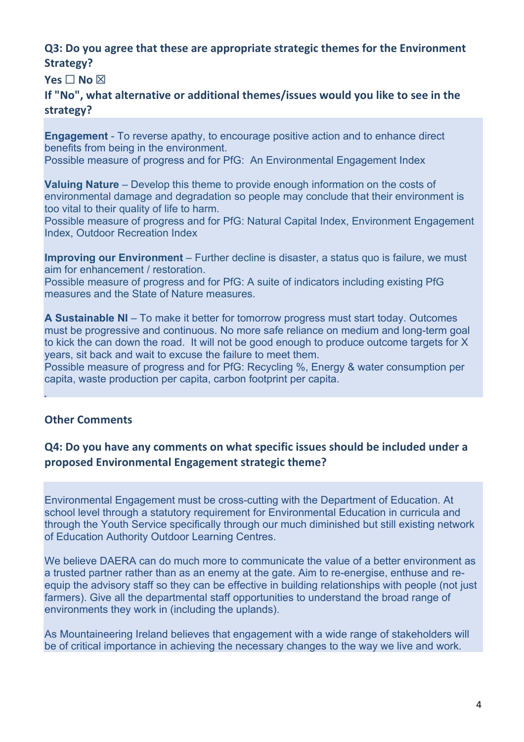**Q3: Do you agree that these are appropriate strategic themes for the Environment Strategy?**

**Yes ☐ No ☒**

**If "No", what alternative or additional themes/issues would you like to see in the strategy?**

**Engagement** - To reverse apathy, to encourage positive action and to enhance direct benefits from being in the environment.
Possible measure of progress and for PfG: An Environmental Engagement Index

**Valuing Nature** – Develop this theme to provide enough information on the costs of environmental damage and degradation so people may conclude that their environment is too vital to their quality of life to harm.
Possible measure of progress and for PfG: Natural Capital Index, Environment Engagement Index, Outdoor Recreation Index

**Improving our Environment** – Further decline is disaster, a status quo is failure, we must aim for enhancement / restoration.
Possible measure of progress and for PfG: A suite of indicators including existing PfG measures and the State of Nature measures.

**A Sustainable NI** – To make it better for tomorrow progress must start today. Outcomes must be progressive and continuous. No more safe reliance on medium and long-term goal to kick the can down the road. It will not be good enough to produce outcome targets for X years, sit back and wait to excuse the failure to meet them.
Possible measure of progress and for PfG: Recycling %, Energy & water consumption per capita, waste production per capita, carbon footprint per capita.

**Other Comments**

**Q4: Do you have any comments on what specific issues should be included under a proposed Environmental Engagement strategic theme?**

Environmental Engagement must be cross-cutting with the Department of Education. At school level through a statutory requirement for Environmental Education in curricula and through the Youth Service specifically through our much diminished but still existing network of Education Authority Outdoor Learning Centres.

We believe DAERA can do much more to communicate the value of a better environment as a trusted partner rather than as an enemy at the gate. Aim to re-energise, enthuse and re-equip the advisory staff so they can be effective in building relationships with people (not just farmers). Give all the departmental staff opportunities to understand the broad range of environments they work in (including the uplands).

As Mountaineering Ireland believes that engagement with a wide range of stakeholders will be of critical importance in achieving the necessary changes to the way we live and work.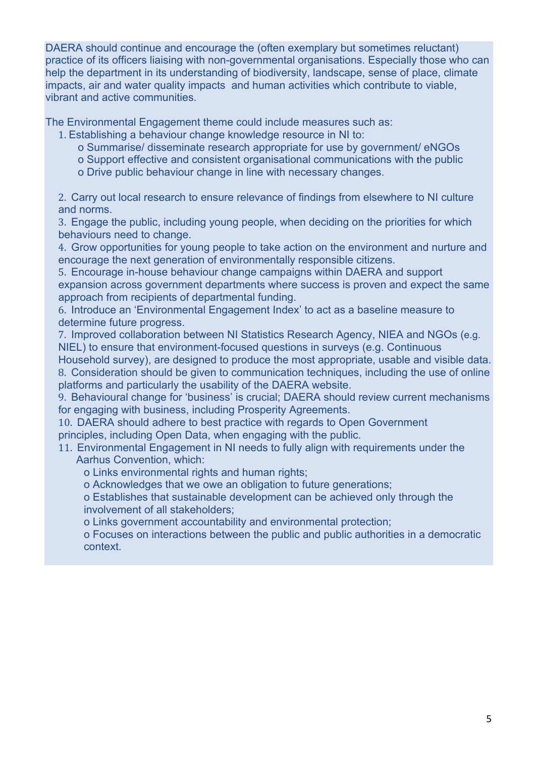DAERA should continue and encourage the (often exemplary but sometimes reluctant) practice of its officers liaising with non-governmental organisations. Especially those who can help the department in its understanding of biodiversity, landscape, sense of place, climate impacts, air and water quality impacts and human activities which contribute to viable, vibrant and active communities.

The Environmental Engagement theme could include measures such as:

1. Establishing a behaviour change knowledge resource in NI to:
    - Summarise/ disseminate research appropriate for use by government/ eNGOs
    - Support effective and consistent organisational communications with the public
    - Drive public behaviour change in line with necessary changes.
2. Carry out local research to ensure relevance of findings from elsewhere to NI culture and norms.
3. Engage the public, including young people, when deciding on the priorities for which behaviours need to change.
4. Grow opportunities for young people to take action on the environment and nurture and encourage the next generation of environmentally responsible citizens.
5. Encourage in-house behaviour change campaigns within DAERA and support expansion across government departments where success is proven and expect the same approach from recipients of departmental funding.
6. Introduce an 'Environmental Engagement Index' to act as a baseline measure to determine future progress.
7. Improved collaboration between NI Statistics Research Agency, NIEA and NGOs (e.g. NIEL) to ensure that environment-focused questions in surveys (e.g. Continuous Household survey), are designed to produce the most appropriate, usable and visible data.
8. Consideration should be given to communication techniques, including the use of online platforms and particularly the usability of the DAERA website.
9. Behavioural change for 'business' is crucial; DAERA should review current mechanisms for engaging with business, including Prosperity Agreements.
10. DAERA should adhere to best practice with regards to Open Government principles, including Open Data, when engaging with the public.
11. Environmental Engagement in NI needs to fully align with requirements under the Aarhus Convention, which:
    - Links environmental rights and human rights;
    - Acknowledges that we owe an obligation to future generations;
    - Establishes that sustainable development can be achieved only through the involvement of all stakeholders;
    - Links government accountability and environmental protection;
    - Focuses on interactions between the public and public authorities in a democratic context.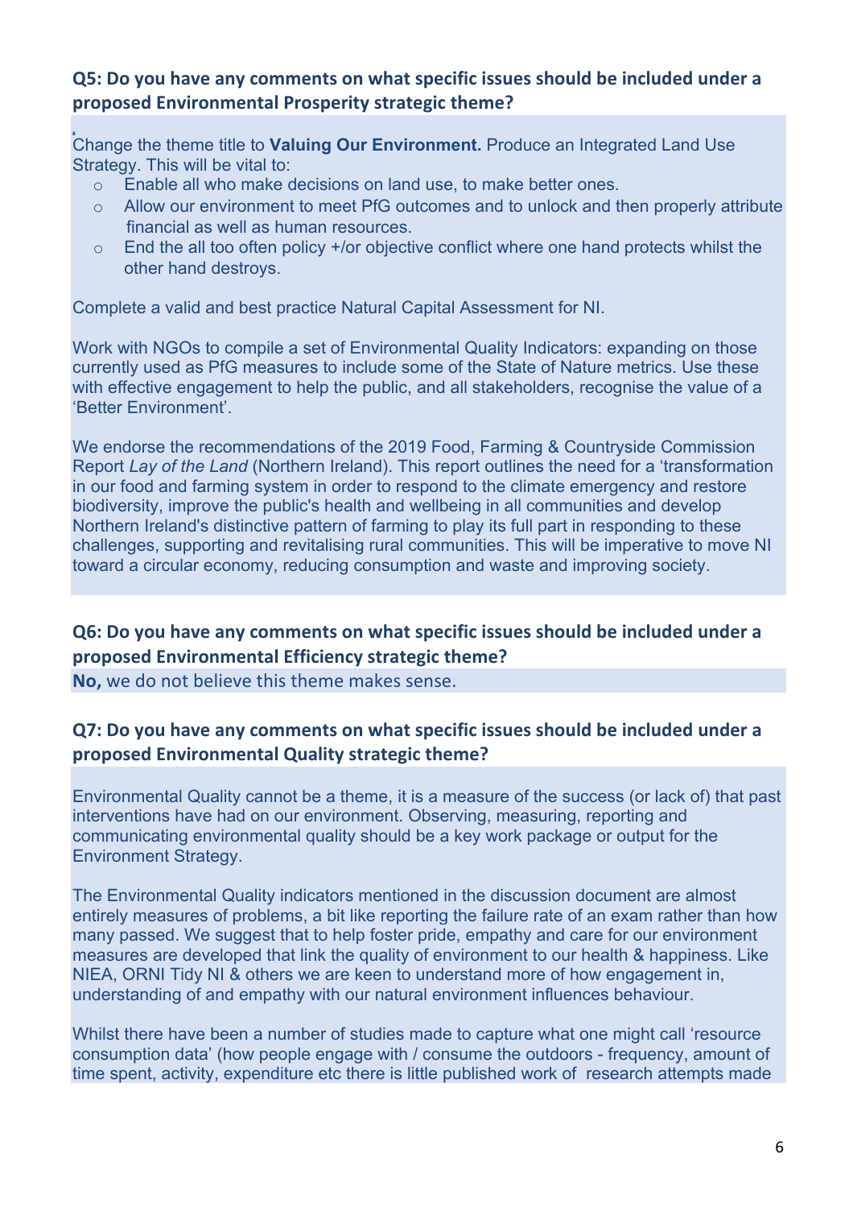**Q5: Do you have any comments on what specific issues should be included under a proposed Environmental Prosperity strategic theme?**

Change the theme title to **Valuing Our Environment.** Produce an Integrated Land Use Strategy. This will be vital to:

- Enable all who make decisions on land use, to make better ones.
- Allow our environment to meet PfG outcomes and to unlock and then properly attribute financial as well as human resources.
- End the all too often policy +/or objective conflict where one hand protects whilst the other hand destroys.

Complete a valid and best practice Natural Capital Assessment for NI.

Work with NGOs to compile a set of Environmental Quality Indicators: expanding on those currently used as PfG measures to include some of the State of Nature metrics. Use these with effective engagement to help the public, and all stakeholders, recognise the value of a 'Better Environment'.

We endorse the recommendations of the 2019 Food, Farming & Countryside Commission Report *Lay of the Land* (Northern Ireland). This report outlines the need for a 'transformation in our food and farming system in order to respond to the climate emergency and restore biodiversity, improve the public's health and wellbeing in all communities and develop Northern Ireland's distinctive pattern of farming to play its full part in responding to these challenges, supporting and revitalising rural communities. This will be imperative to move NI toward a circular economy, reducing consumption and waste and improving society.

**Q6: Do you have any comments on what specific issues should be included under a proposed Environmental Efficiency strategic theme?**

**No,** we do not believe this theme makes sense.

**Q7: Do you have any comments on what specific issues should be included under a proposed Environmental Quality strategic theme?**

Environmental Quality cannot be a theme, it is a measure of the success (or lack of) that past interventions have had on our environment. Observing, measuring, reporting and communicating environmental quality should be a key work package or output for the Environment Strategy.

The Environmental Quality indicators mentioned in the discussion document are almost entirely measures of problems, a bit like reporting the failure rate of an exam rather than how many passed. We suggest that to help foster pride, empathy and care for our environment measures are developed that link the quality of environment to our health & happiness. Like NIEA, ORNI Tidy NI & others we are keen to understand more of how engagement in, understanding of and empathy with our natural environment influences behaviour.

Whilst there have been a number of studies made to capture what one might call 'resource consumption data' (how people engage with / consume the outdoors - frequency, amount of time spent, activity, expenditure etc there is little published work of research attempts made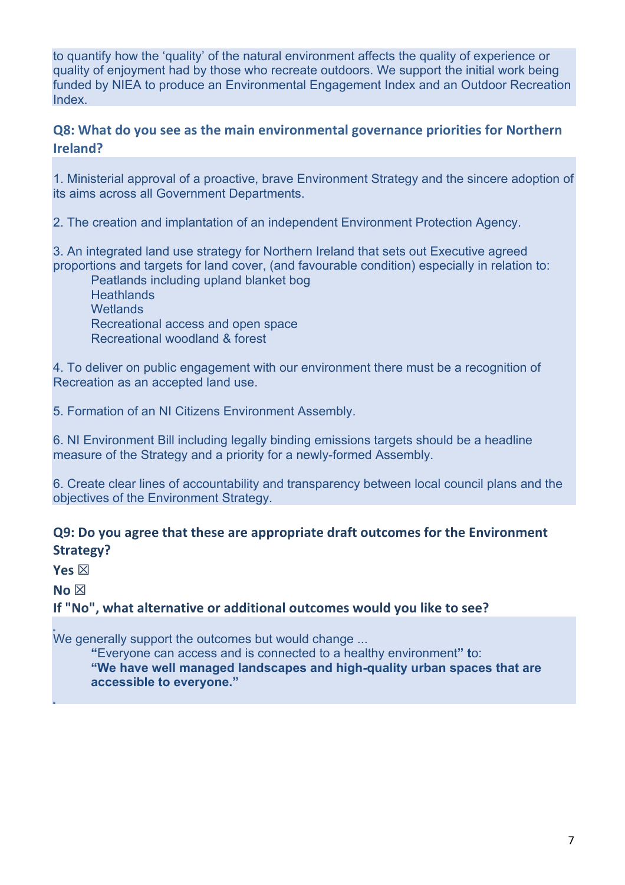to quantify how the 'quality' of the natural environment affects the quality of experience or quality of enjoyment had by those who recreate outdoors. We support the initial work being funded by NIEA to produce an Environmental Engagement Index and an Outdoor Recreation Index.

## Q8: What do you see as the main environmental governance priorities for Northern Ireland?

1. Ministerial approval of a proactive, brave Environment Strategy and the sincere adoption of its aims across all Government Departments.

2. The creation and implantation of an independent Environment Protection Agency.

3. An integrated land use strategy for Northern Ireland that sets out Executive agreed proportions and targets for land cover, (and favourable condition) especially in relation to:
   - Peatlands including upland blanket bog
   - Heathlands
   - Wetlands
   - Recreational access and open space
   - Recreational woodland & forest

4. To deliver on public engagement with our environment there must be a recognition of Recreation as an accepted land use.

5. Formation of an NI Citizens Environment Assembly.

6. NI Environment Bill including legally binding emissions targets should be a headline measure of the Strategy and a priority for a newly-formed Assembly.

6. Create clear lines of accountability and transparency between local council plans and the objectives of the Environment Strategy.

## Q9: Do you agree that these are appropriate draft outcomes for the Environment Strategy?

**Yes ☒**

**No ☒**

**If "No", what alternative or additional outcomes would you like to see?**

We generally support the outcomes but would change ...

> **"**Everyone can access and is connected to a healthy environment**" t**o:
>
> **"We have well managed landscapes and high-quality urban spaces that are accessible to everyone."**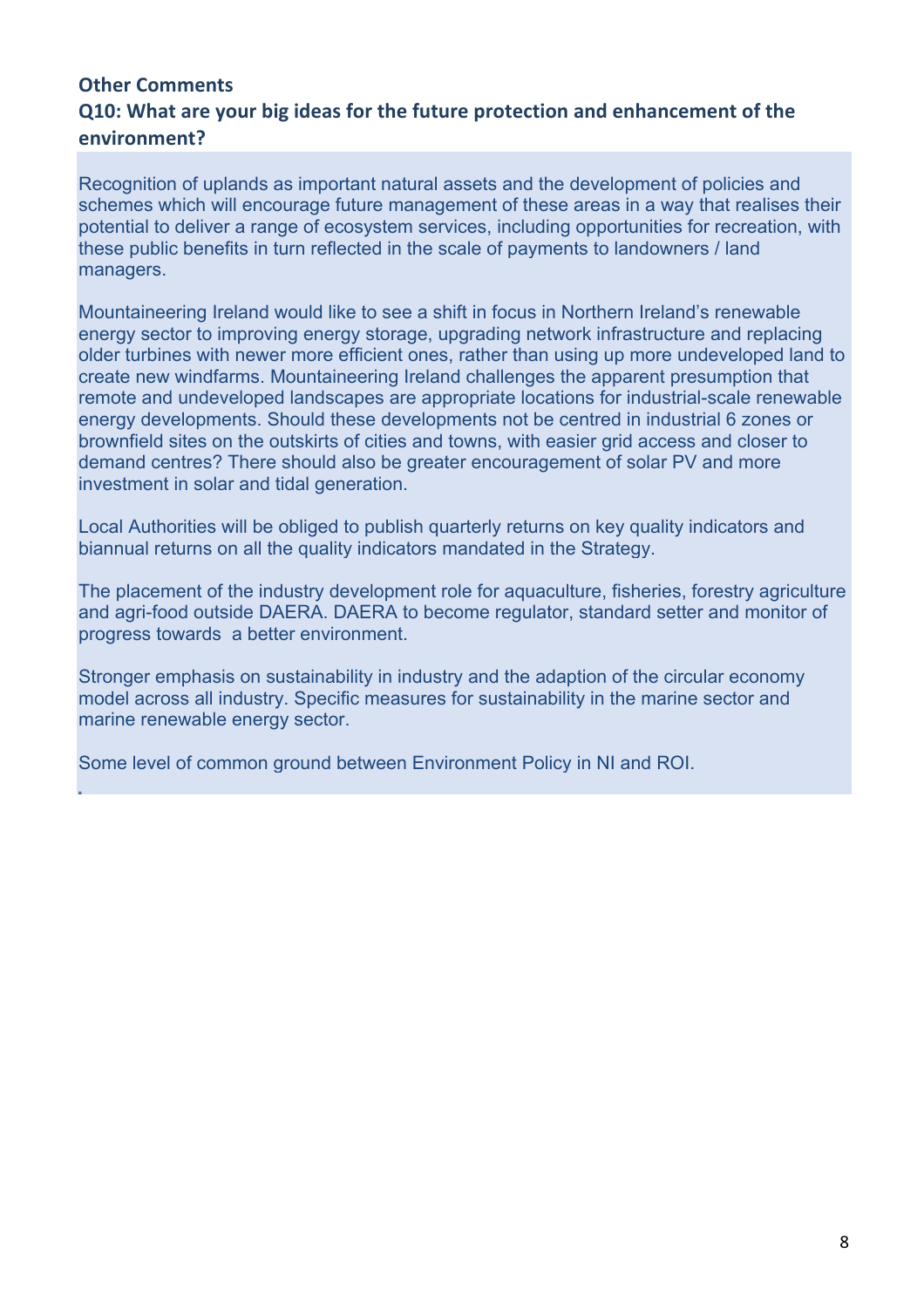**Other Comments**

**Q10: What are your big ideas for the future protection and enhancement of the environment?**

Recognition of uplands as important natural assets and the development of policies and schemes which will encourage future management of these areas in a way that realises their potential to deliver a range of ecosystem services, including opportunities for recreation, with these public benefits in turn reflected in the scale of payments to landowners / land managers.

Mountaineering Ireland would like to see a shift in focus in Northern Ireland's renewable energy sector to improving energy storage, upgrading network infrastructure and replacing older turbines with newer more efficient ones, rather than using up more undeveloped land to create new windfarms. Mountaineering Ireland challenges the apparent presumption that remote and undeveloped landscapes are appropriate locations for industrial-scale renewable energy developments. Should these developments not be centred in industrial 6 zones or brownfield sites on the outskirts of cities and towns, with easier grid access and closer to demand centres? There should also be greater encouragement of solar PV and more investment in solar and tidal generation.

Local Authorities will be obliged to publish quarterly returns on key quality indicators and biannual returns on all the quality indicators mandated in the Strategy.

The placement of the industry development role for aquaculture, fisheries, forestry agriculture and agri-food outside DAERA. DAERA to become regulator, standard setter and monitor of progress towards a better environment.

Stronger emphasis on sustainability in industry and the adaption of the circular economy model across all industry. Specific measures for sustainability in the marine sector and marine renewable energy sector.

Some level of common ground between Environment Policy in NI and ROI.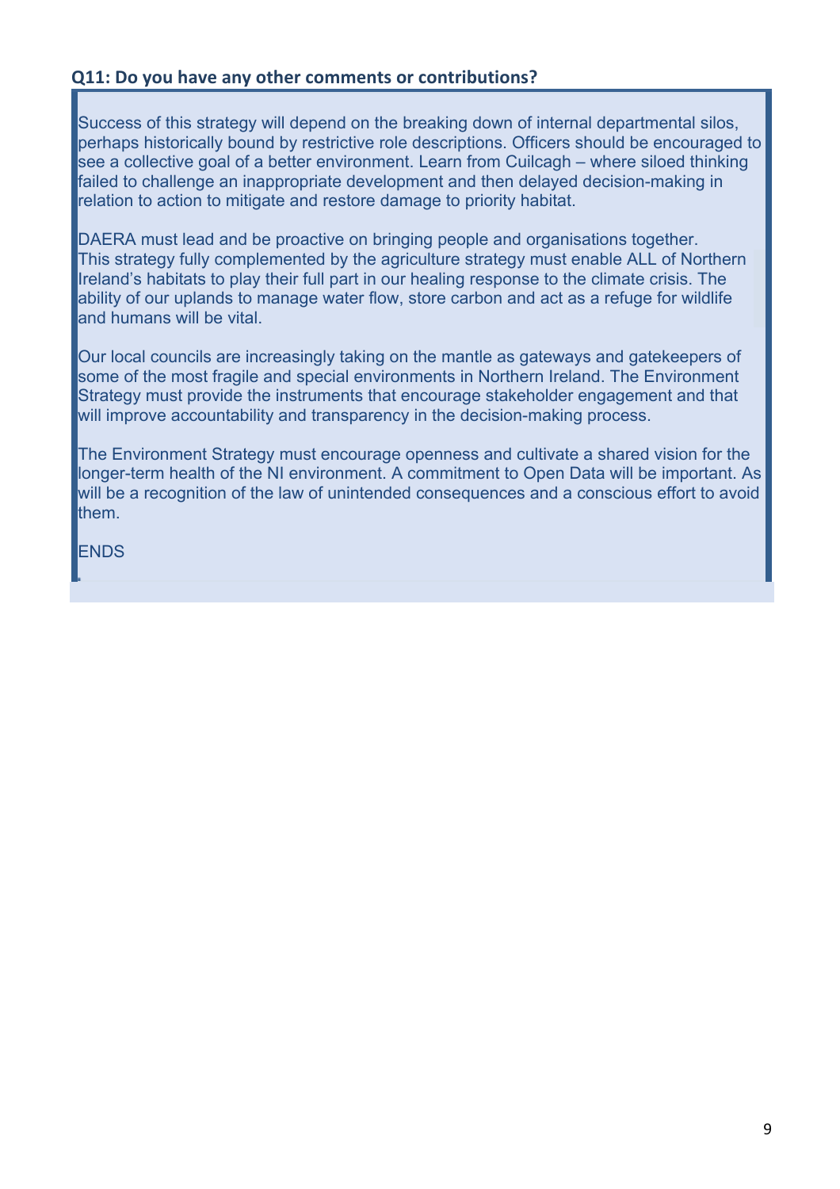## Q11: Do you have any other comments or contributions?

Success of this strategy will depend on the breaking down of internal departmental silos, perhaps historically bound by restrictive role descriptions. Officers should be encouraged to see a collective goal of a better environment. Learn from Cuilcagh – where siloed thinking failed to challenge an inappropriate development and then delayed decision-making in relation to action to mitigate and restore damage to priority habitat.

DAERA must lead and be proactive on bringing people and organisations together. This strategy fully complemented by the agriculture strategy must enable ALL of Northern Ireland's habitats to play their full part in our healing response to the climate crisis. The ability of our uplands to manage water flow, store carbon and act as a refuge for wildlife and humans will be vital.

Our local councils are increasingly taking on the mantle as gateways and gatekeepers of some of the most fragile and special environments in Northern Ireland. The Environment Strategy must provide the instruments that encourage stakeholder engagement and that will improve accountability and transparency in the decision-making process.

The Environment Strategy must encourage openness and cultivate a shared vision for the longer-term health of the NI environment. A commitment to Open Data will be important. As will be a recognition of the law of unintended consequences and a conscious effort to avoid them.

ENDS